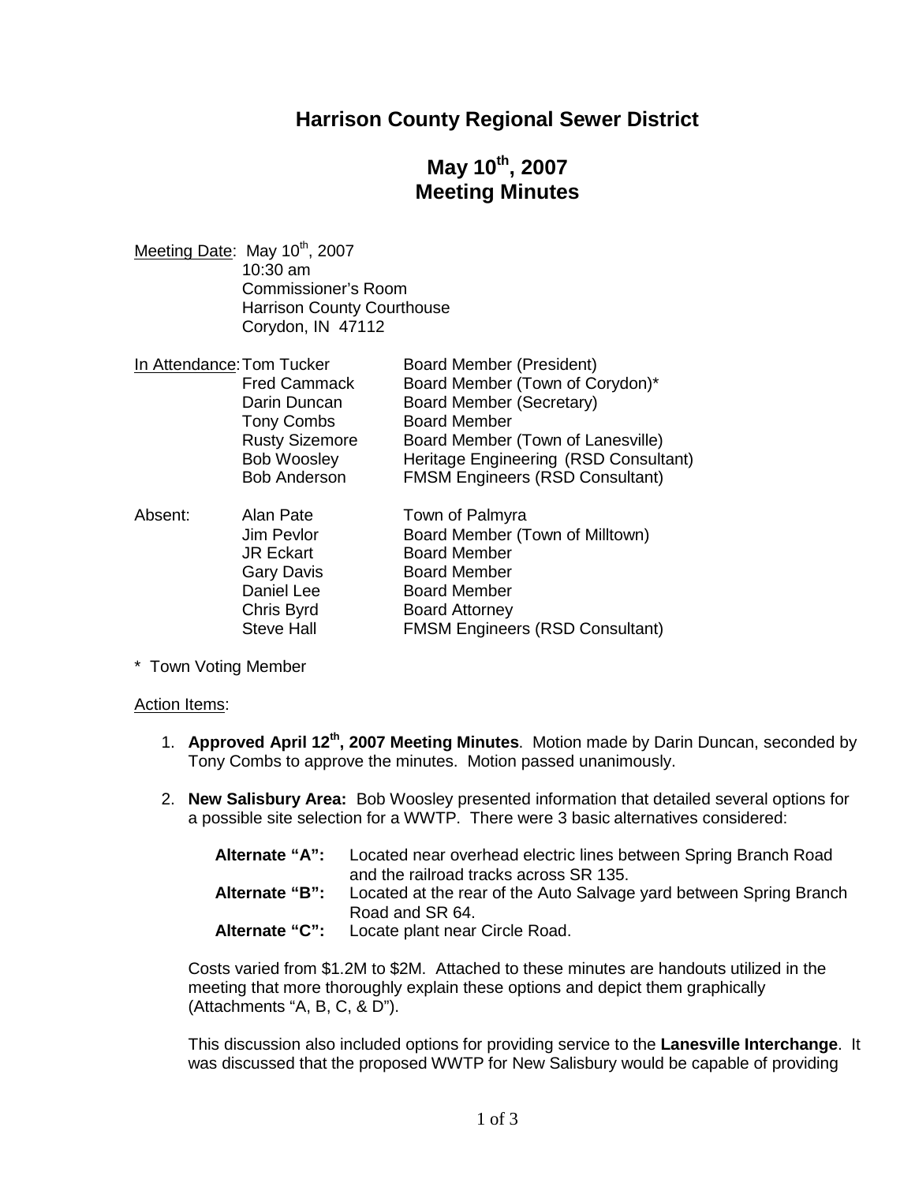# Harrison County Regional Sewer District

## May 10th, 2007
## Meeting Minutes

Meeting Date: May 10th, 2007
10:30 am
Commissioner's Room
Harrison County Courthouse
Corydon, IN 47112

| In Attendance: | | |
|---|---|---|
| | Tom Tucker | Board Member (President) |
| | Fred Cammack | Board Member (Town of Corydon)* |
| | Darin Duncan | Board Member (Secretary) |
| | Tony Combs | Board Member |
| | Rusty Sizemore | Board Member (Town of Lanesville) |
| | Bob Woosley | Heritage Engineering (RSD Consultant) |
| | Bob Anderson | FMSM Engineers (RSD Consultant) |

| Absent: | | |
|---|---|---|
| | Alan Pate | Town of Palmyra |
| | Jim Pevlor | Board Member (Town of Milltown) |
| | JR Eckart | Board Member |
| | Gary Davis | Board Member |
| | Daniel Lee | Board Member |
| | Chris Byrd | Board Attorney |
| | Steve Hall | FMSM Engineers (RSD Consultant) |

* Town Voting Member

Action Items:

1. **Approved April 12th, 2007 Meeting Minutes**. Motion made by Darin Duncan, seconded by Tony Combs to approve the minutes. Motion passed unanimously.

2. **New Salisbury Area:** Bob Woosley presented information that detailed several options for a possible site selection for a WWTP. There were 3 basic alternatives considered:

   **Alternate "A":** Located near overhead electric lines between Spring Branch Road and the railroad tracks across SR 135.
   **Alternate "B":** Located at the rear of the Auto Salvage yard between Spring Branch Road and SR 64.
   **Alternate "C":** Locate plant near Circle Road.

   Costs varied from $1.2M to $2M. Attached to these minutes are handouts utilized in the meeting that more thoroughly explain these options and depict them graphically (Attachments "A, B, C, & D").

   This discussion also included options for providing service to the **Lanesville Interchange**. It was discussed that the proposed WWTP for New Salisbury would be capable of providing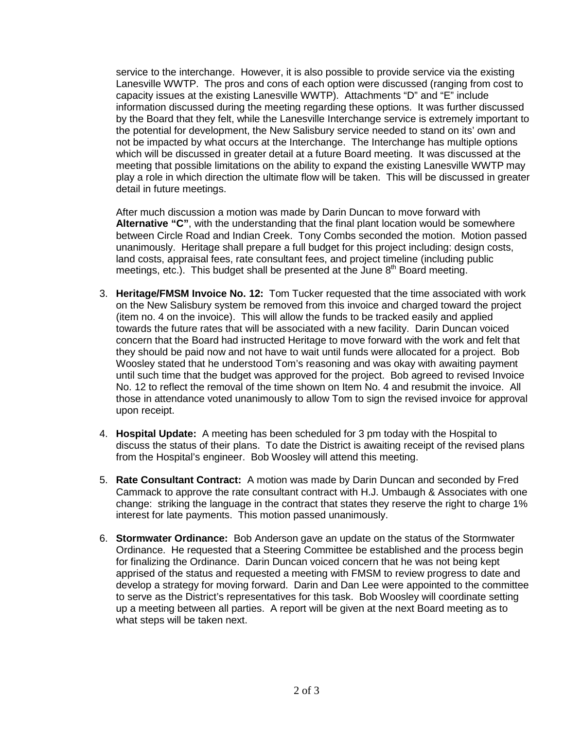service to the interchange. However, it is also possible to provide service via the existing Lanesville WWTP. The pros and cons of each option were discussed (ranging from cost to capacity issues at the existing Lanesville WWTP). Attachments "D" and "E" include information discussed during the meeting regarding these options. It was further discussed by the Board that they felt, while the Lanesville Interchange service is extremely important to the potential for development, the New Salisbury service needed to stand on its' own and not be impacted by what occurs at the Interchange. The Interchange has multiple options which will be discussed in greater detail at a future Board meeting. It was discussed at the meeting that possible limitations on the ability to expand the existing Lanesville WWTP may play a role in which direction the ultimate flow will be taken. This will be discussed in greater detail in future meetings.

After much discussion a motion was made by Darin Duncan to move forward with **Alternative "C"**, with the understanding that the final plant location would be somewhere between Circle Road and Indian Creek. Tony Combs seconded the motion. Motion passed unanimously. Heritage shall prepare a full budget for this project including: design costs, land costs, appraisal fees, rate consultant fees, and project timeline (including public meetings, etc.). This budget shall be presented at the June 8th Board meeting.

3. **Heritage/FMSM Invoice No. 12:** Tom Tucker requested that the time associated with work on the New Salisbury system be removed from this invoice and charged toward the project (item no. 4 on the invoice). This will allow the funds to be tracked easily and applied towards the future rates that will be associated with a new facility. Darin Duncan voiced concern that the Board had instructed Heritage to move forward with the work and felt that they should be paid now and not have to wait until funds were allocated for a project. Bob Woosley stated that he understood Tom's reasoning and was okay with awaiting payment until such time that the budget was approved for the project. Bob agreed to revised Invoice No. 12 to reflect the removal of the time shown on Item No. 4 and resubmit the invoice. All those in attendance voted unanimously to allow Tom to sign the revised invoice for approval upon receipt.

4. **Hospital Update:** A meeting has been scheduled for 3 pm today with the Hospital to discuss the status of their plans. To date the District is awaiting receipt of the revised plans from the Hospital's engineer. Bob Woosley will attend this meeting.

5. **Rate Consultant Contract:** A motion was made by Darin Duncan and seconded by Fred Cammack to approve the rate consultant contract with H.J. Umbaugh & Associates with one change: striking the language in the contract that states they reserve the right to charge 1% interest for late payments. This motion passed unanimously.

6. **Stormwater Ordinance:** Bob Anderson gave an update on the status of the Stormwater Ordinance. He requested that a Steering Committee be established and the process begin for finalizing the Ordinance. Darin Duncan voiced concern that he was not being kept apprised of the status and requested a meeting with FMSM to review progress to date and develop a strategy for moving forward. Darin and Dan Lee were appointed to the committee to serve as the District's representatives for this task. Bob Woosley will coordinate setting up a meeting between all parties. A report will be given at the next Board meeting as to what steps will be taken next.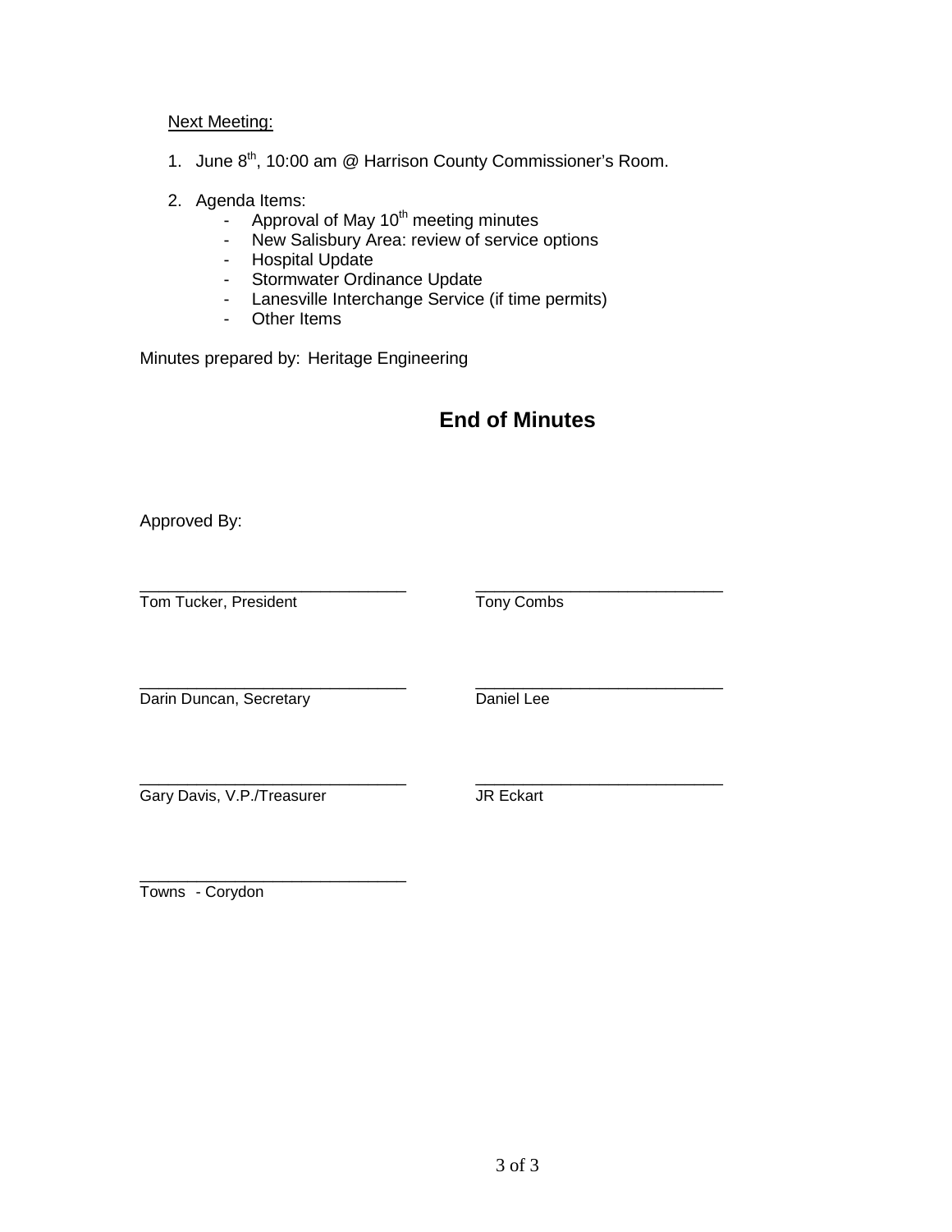Next Meeting:

1. June 8th, 10:00 am @ Harrison County Commissioner's Room.

2. Agenda Items:
   - Approval of May 10th meeting minutes
   - New Salisbury Area: review of service options
   - Hospital Update
   - Stormwater Ordinance Update
   - Lanesville Interchange Service (if time permits)
   - Other Items

Minutes prepared by: Heritage Engineering

## End of Minutes

Approved By:

| | |
|---|---|
| ____________________________ | ____________________________ |
| Tom Tucker, President | Tony Combs |
| ____________________________ | ____________________________ |
| Darin Duncan, Secretary | Daniel Lee |
| ____________________________ | ____________________________ |
| Gary Davis, V.P./Treasurer | JR Eckart |
| ____________________________ | |
| Towns - Corydon | |